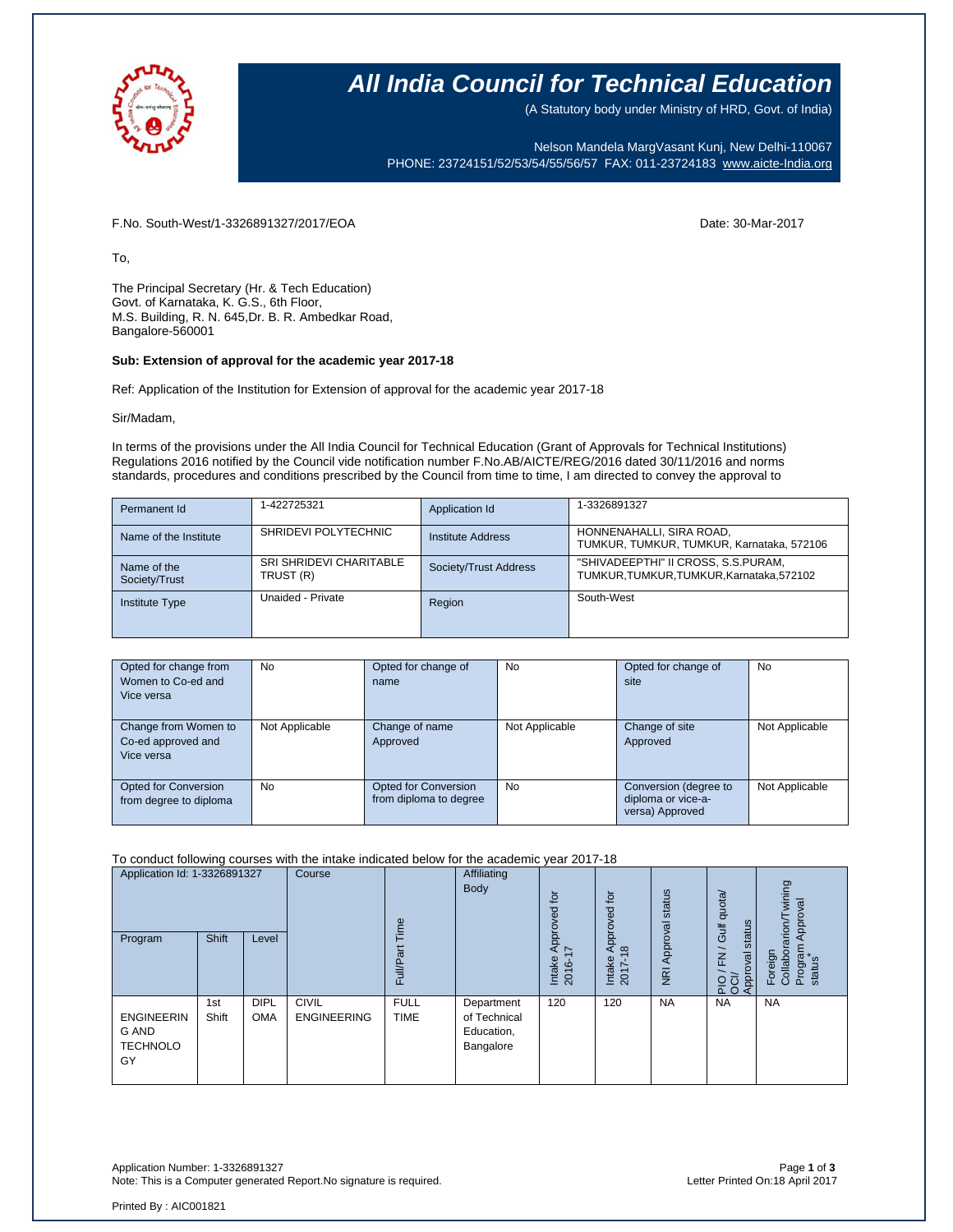# All India Council for Technical Education

(A Statutory body under Ministry of HRD, Govt. of India)

Nelson Mandela MargVasant Kunj, New Delhi-110067
PHONE: 23724151/52/53/54/55/56/57 FAX: 011-23724183 www.aicte-India.org

F.No. South-West/1-3326891327/2017/EOA

Date: 30-Mar-2017

To,

The Principal Secretary (Hr. & Tech Education)
Govt. of Karnataka, K. G.S., 6th Floor,
M.S. Building, R. N. 645,Dr. B. R. Ambedkar Road,
Bangalore-560001

**Sub: Extension of approval for the academic year 2017-18**

Ref: Application of the Institution for Extension of approval for the academic year 2017-18

Sir/Madam,

In terms of the provisions under the All India Council for Technical Education (Grant of Approvals for Technical Institutions) Regulations 2016 notified by the Council vide notification number F.No.AB/AICTE/REG/2016 dated 30/11/2016 and norms standards, procedures and conditions prescribed by the Council from time to time, I am directed to convey the approval to

| Permanent Id | 1-422725321 | Application Id | 1-3326891327 |
|---|---|---|---|
| Name of the Institute | SHRIDEVI POLYTECHNIC | Institute Address | HONNENAHALLI, SIRA ROAD, TUMKUR, TUMKUR, TUMKUR, Karnataka, 572106 |
| Name of the Society/Trust | SRI SHRIDEVI CHARITABLE TRUST (R) | Society/Trust Address | "SHIVADEEPTHI" II CROSS, S.S.PURAM, TUMKUR,TUMKUR,TUMKUR,Karnataka,572102 |
| Institute Type | Unaided - Private | Region | South-West |

| Opted for change from Women to Co-ed and Vice versa | No | Opted for change of name | No | Opted for change of site | No |
|---|---|---|---|---|---|
| Change from Women to Co-ed approved and Vice versa | Not Applicable | Change of name Approved | Not Applicable | Change of site Approved | Not Applicable |
| Opted for Conversion from degree to diploma | No | Opted for Conversion from diploma to degree | No | Conversion (degree to diploma or vice-a-versa) Approved | Not Applicable |

To conduct following courses with the intake indicated below for the academic year 2017-18

| Application Id: 1-3326891327 | | | Course | Full/Part Time | Affiliating Body | Intake Approved for 2016-17 | Intake Approved for 2017-18 | NRI Approval status | PIO / FN / Gulf quota/ OCI/ Approval status | Foreign Collaboration/Twining Program Approval status* |
|---|---|---|---|---|---|---|---|---|---|---|
| Program | Shift | Level | | | | | | | | |
| ENGINEERING AND TECHNOLOGY | 1st Shift | DIPLOMA | CIVIL ENGINEERING | FULL TIME | Department of Technical Education, Bangalore | 120 | 120 | NA | NA | NA |

Application Number: 1-3326891327
Note: This is a Computer generated Report.No signature is required.

Letter Printed On:18 April 2017

Printed By : AIC001821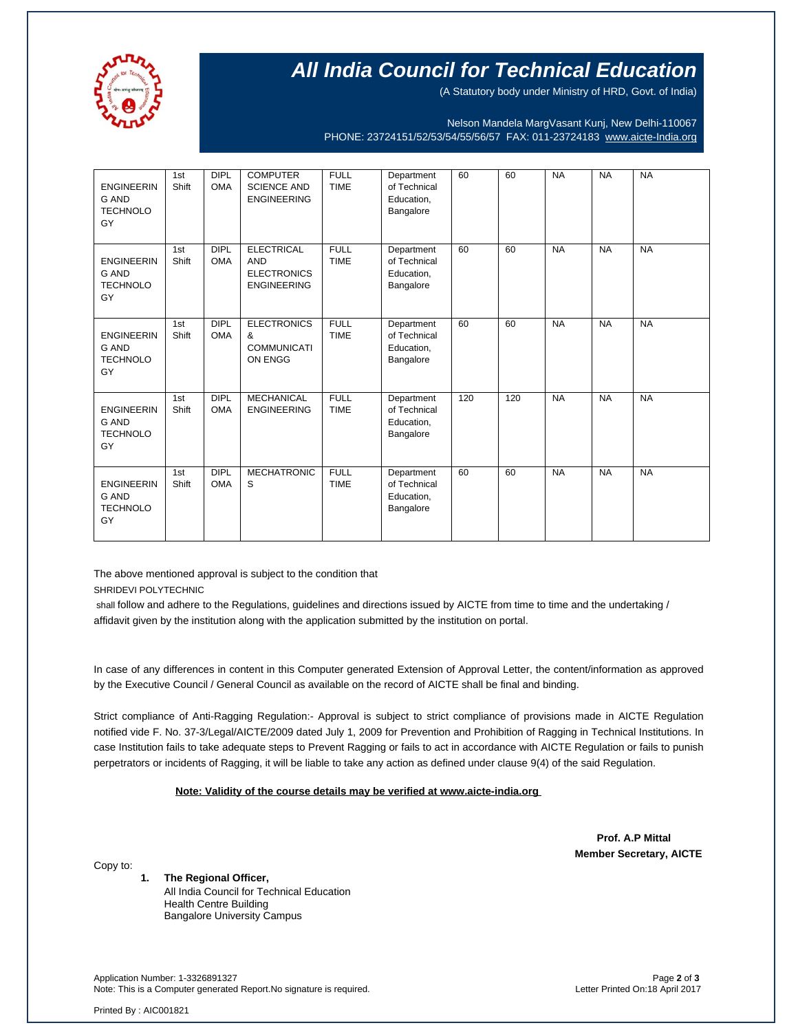| | | | | | | | | | | |
|---|---|---|---|---|---|---|---|---|---|---|
| ENGINEERING AND TECHNOLOGY | 1st Shift | DIPLOMA | COMPUTER SCIENCE AND ENGINEERING | FULL TIME | Department of Technical Education, Bangalore | 60 | 60 | NA | NA | NA |
| ENGINEERING AND TECHNOLOGY | 1st Shift | DIPLOMA | ELECTRICAL AND ELECTRONICS ENGINEERING | FULL TIME | Department of Technical Education, Bangalore | 60 | 60 | NA | NA | NA |
| ENGINEERING AND TECHNOLOGY | 1st Shift | DIPLOMA | ELECTRONICS & COMMUNICATION ENGG | FULL TIME | Department of Technical Education, Bangalore | 60 | 60 | NA | NA | NA |
| ENGINEERING AND TECHNOLOGY | 1st Shift | DIPLOMA | MECHANICAL ENGINEERING | FULL TIME | Department of Technical Education, Bangalore | 120 | 120 | NA | NA | NA |
| ENGINEERING AND TECHNOLOGY | 1st Shift | DIPLOMA | MECHATRONICS | FULL TIME | Department of Technical Education, Bangalore | 60 | 60 | NA | NA | NA |

The above mentioned approval is subject to the condition that

SHRIDEVI POLYTECHNIC

shall follow and adhere to the Regulations, guidelines and directions issued by AICTE from time to time and the undertaking / affidavit given by the institution along with the application submitted by the institution on portal.

In case of any differences in content in this Computer generated Extension of Approval Letter, the content/information as approved by the Executive Council / General Council as available on the record of AICTE shall be final and binding.

Strict compliance of Anti-Ragging Regulation:- Approval is subject to strict compliance of provisions made in AICTE Regulation notified vide F. No. 37-3/Legal/AICTE/2009 dated July 1, 2009 for Prevention and Prohibition of Ragging in Technical Institutions. In case Institution fails to take adequate steps to Prevent Ragging or fails to act in accordance with AICTE Regulation or fails to punish perpetrators or incidents of Ragging, it will be liable to take any action as defined under clause 9(4) of the said Regulation.

**Note: Validity of the course details may be verified at www.aicte-india.org**

**Prof. A.P Mittal**
**Member Secretary, AICTE**

Copy to:

1. **The Regional Officer,**
   All India Council for Technical Education
   Health Centre Building
   Bangalore University Campus

Application Number: 1-3326891327
Note: This is a Computer generated Report.No signature is required.

Letter Printed On:18 April 2017

Printed By : AIC001821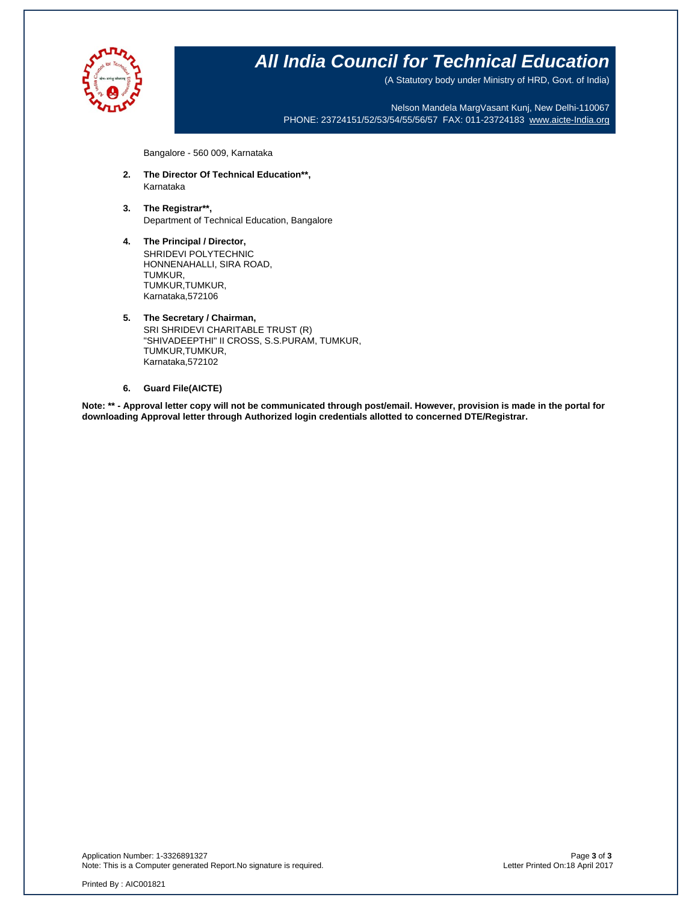Bangalore - 560 009, Karnataka

2. **The Director Of Technical Education\*\*,**
   Karnataka

3. **The Registrar\*\*,**
   Department of Technical Education, Bangalore

4. **The Principal / Director,**
   SHRIDEVI POLYTECHNIC
   HONNENAHALLI, SIRA ROAD,
   TUMKUR,
   TUMKUR,TUMKUR,
   Karnataka,572106

5. **The Secretary / Chairman,**
   SRI SHRIDEVI CHARITABLE TRUST (R)
   "SHIVADEEPTHI" II CROSS, S.S.PURAM, TUMKUR,
   TUMKUR,TUMKUR,
   Karnataka,572102

6. **Guard File(AICTE)**

**Note: \*\* - Approval letter copy will not be communicated through post/email. However, provision is made in the portal for downloading Approval letter through Authorized login credentials allotted to concerned DTE/Registrar.**

Application Number: 1-3326891327
Note: This is a Computer generated Report.No signature is required.

Letter Printed On:18 April 2017

Printed By : AIC001821